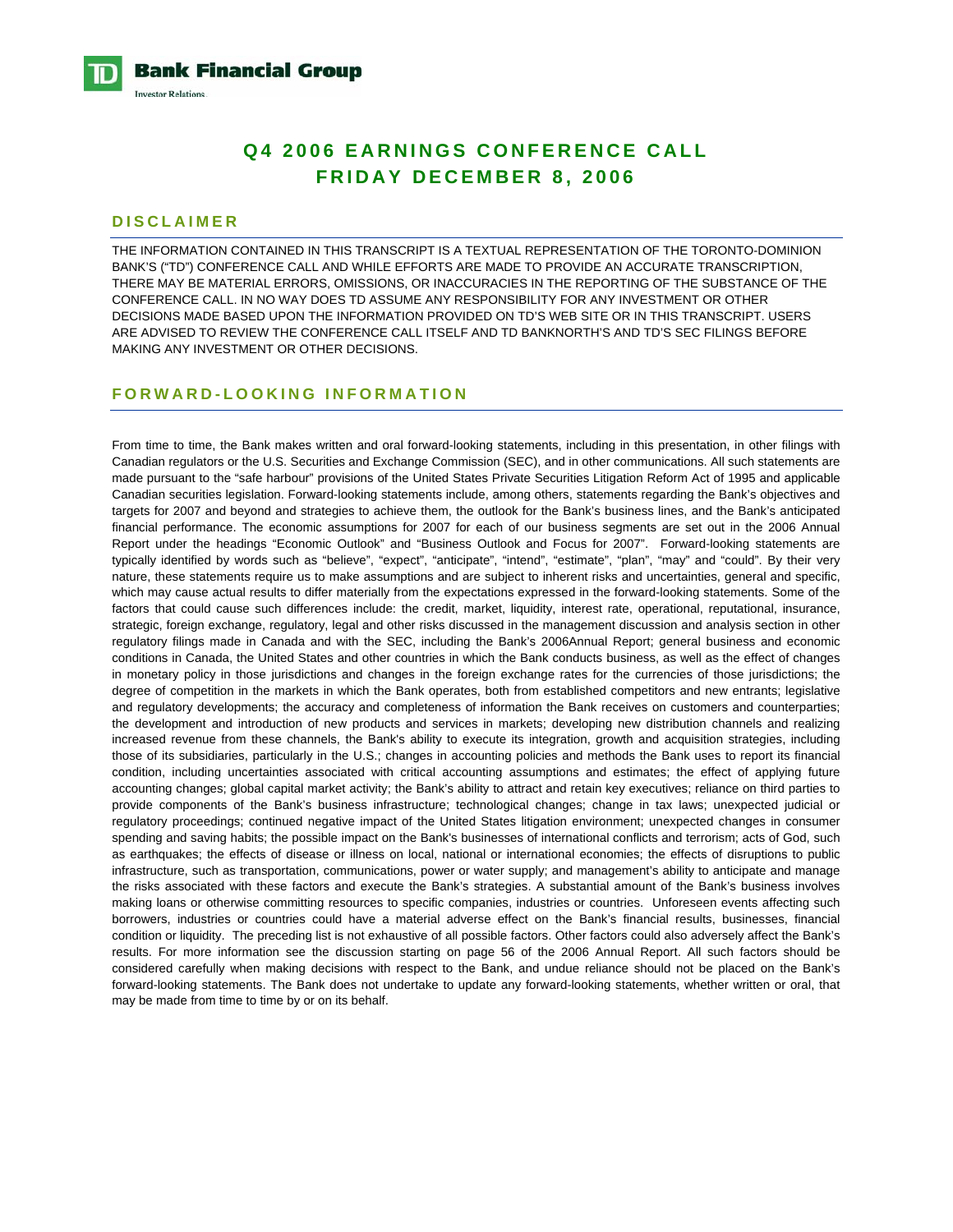# Q4 2006 EARNINGS CONFERENCE CALL
# FRIDAY DECEMBER 8, 2006

## DISCLAIMER

THE INFORMATION CONTAINED IN THIS TRANSCRIPT IS A TEXTUAL REPRESENTATION OF THE TORONTO-DOMINION BANK'S ("TD") CONFERENCE CALL AND WHILE EFFORTS ARE MADE TO PROVIDE AN ACCURATE TRANSCRIPTION, THERE MAY BE MATERIAL ERRORS, OMISSIONS, OR INACCURACIES IN THE REPORTING OF THE SUBSTANCE OF THE CONFERENCE CALL. IN NO WAY DOES TD ASSUME ANY RESPONSIBILITY FOR ANY INVESTMENT OR OTHER DECISIONS MADE BASED UPON THE INFORMATION PROVIDED ON TD'S WEB SITE OR IN THIS TRANSCRIPT. USERS ARE ADVISED TO REVIEW THE CONFERENCE CALL ITSELF AND TD BANKNORTH'S AND TD'S SEC FILINGS BEFORE MAKING ANY INVESTMENT OR OTHER DECISIONS.

## FORWARD-LOOKING INFORMATION

From time to time, the Bank makes written and oral forward-looking statements, including in this presentation, in other filings with Canadian regulators or the U.S. Securities and Exchange Commission (SEC), and in other communications. All such statements are made pursuant to the "safe harbour" provisions of the United States Private Securities Litigation Reform Act of 1995 and applicable Canadian securities legislation. Forward-looking statements include, among others, statements regarding the Bank's objectives and targets for 2007 and beyond and strategies to achieve them, the outlook for the Bank's business lines, and the Bank's anticipated financial performance. The economic assumptions for 2007 for each of our business segments are set out in the 2006 Annual Report under the headings "Economic Outlook" and "Business Outlook and Focus for 2007". Forward-looking statements are typically identified by words such as "believe", "expect", "anticipate", "intend", "estimate", "plan", "may" and "could". By their very nature, these statements require us to make assumptions and are subject to inherent risks and uncertainties, general and specific, which may cause actual results to differ materially from the expectations expressed in the forward-looking statements. Some of the factors that could cause such differences include: the credit, market, liquidity, interest rate, operational, reputational, insurance, strategic, foreign exchange, regulatory, legal and other risks discussed in the management discussion and analysis section in other regulatory filings made in Canada and with the SEC, including the Bank's 2006Annual Report; general business and economic conditions in Canada, the United States and other countries in which the Bank conducts business, as well as the effect of changes in monetary policy in those jurisdictions and changes in the foreign exchange rates for the currencies of those jurisdictions; the degree of competition in the markets in which the Bank operates, both from established competitors and new entrants; legislative and regulatory developments; the accuracy and completeness of information the Bank receives on customers and counterparties; the development and introduction of new products and services in markets; developing new distribution channels and realizing increased revenue from these channels, the Bank's ability to execute its integration, growth and acquisition strategies, including those of its subsidiaries, particularly in the U.S.; changes in accounting policies and methods the Bank uses to report its financial condition, including uncertainties associated with critical accounting assumptions and estimates; the effect of applying future accounting changes; global capital market activity; the Bank's ability to attract and retain key executives; reliance on third parties to provide components of the Bank's business infrastructure; technological changes; change in tax laws; unexpected judicial or regulatory proceedings; continued negative impact of the United States litigation environment; unexpected changes in consumer spending and saving habits; the possible impact on the Bank's businesses of international conflicts and terrorism; acts of God, such as earthquakes; the effects of disease or illness on local, national or international economies; the effects of disruptions to public infrastructure, such as transportation, communications, power or water supply; and management's ability to anticipate and manage the risks associated with these factors and execute the Bank's strategies. A substantial amount of the Bank's business involves making loans or otherwise committing resources to specific companies, industries or countries. Unforeseen events affecting such borrowers, industries or countries could have a material adverse effect on the Bank's financial results, businesses, financial condition or liquidity. The preceding list is not exhaustive of all possible factors. Other factors could also adversely affect the Bank's results. For more information see the discussion starting on page 56 of the 2006 Annual Report. All such factors should be considered carefully when making decisions with respect to the Bank, and undue reliance should not be placed on the Bank's forward-looking statements. The Bank does not undertake to update any forward-looking statements, whether written or oral, that may be made from time to time by or on its behalf.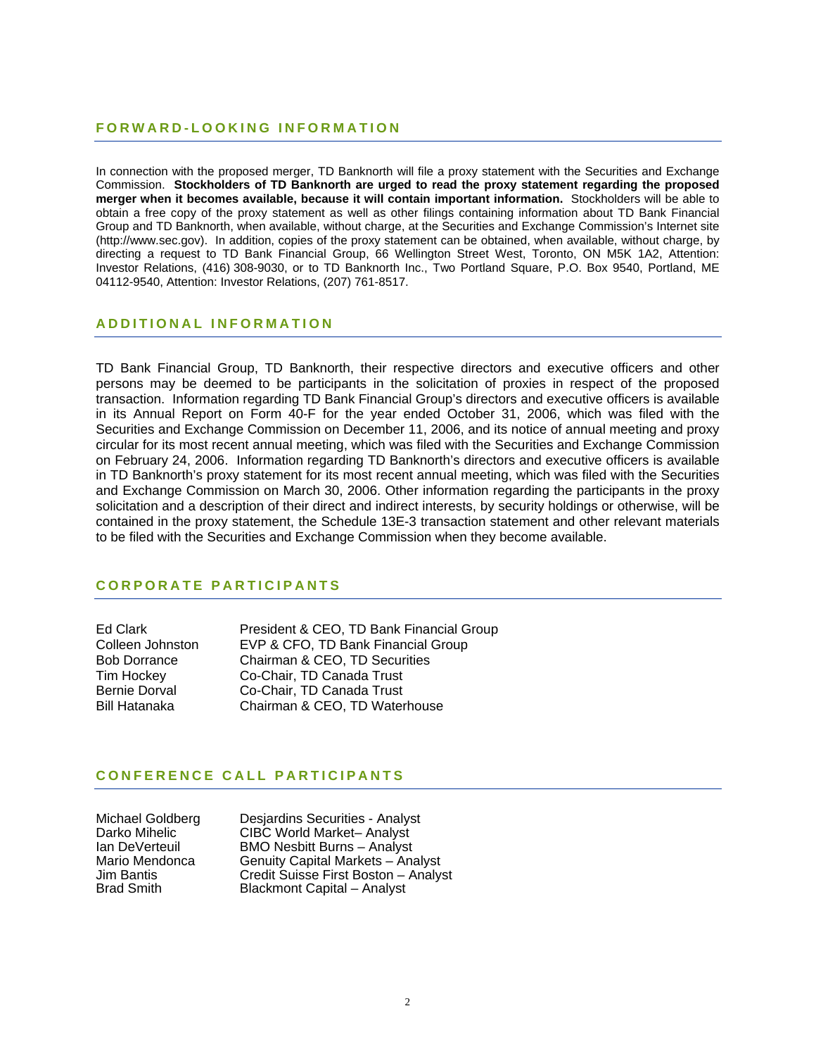## FORWARD-LOOKING INFORMATION

In connection with the proposed merger, TD Banknorth will file a proxy statement with the Securities and Exchange Commission. **Stockholders of TD Banknorth are urged to read the proxy statement regarding the proposed merger when it becomes available, because it will contain important information.** Stockholders will be able to obtain a free copy of the proxy statement as well as other filings containing information about TD Bank Financial Group and TD Banknorth, when available, without charge, at the Securities and Exchange Commission's Internet site (http://www.sec.gov). In addition, copies of the proxy statement can be obtained, when available, without charge, by directing a request to TD Bank Financial Group, 66 Wellington Street West, Toronto, ON M5K 1A2, Attention: Investor Relations, (416) 308-9030, or to TD Banknorth Inc., Two Portland Square, P.O. Box 9540, Portland, ME 04112-9540, Attention: Investor Relations, (207) 761-8517.

## ADDITIONAL INFORMATION

TD Bank Financial Group, TD Banknorth, their respective directors and executive officers and other persons may be deemed to be participants in the solicitation of proxies in respect of the proposed transaction. Information regarding TD Bank Financial Group's directors and executive officers is available in its Annual Report on Form 40-F for the year ended October 31, 2006, which was filed with the Securities and Exchange Commission on December 11, 2006, and its notice of annual meeting and proxy circular for its most recent annual meeting, which was filed with the Securities and Exchange Commission on February 24, 2006. Information regarding TD Banknorth's directors and executive officers is available in TD Banknorth's proxy statement for its most recent annual meeting, which was filed with the Securities and Exchange Commission on March 30, 2006. Other information regarding the participants in the proxy solicitation and a description of their direct and indirect interests, by security holdings or otherwise, will be contained in the proxy statement, the Schedule 13E-3 transaction statement and other relevant materials to be filed with the Securities and Exchange Commission when they become available.

## CORPORATE PARTICIPANTS

| | |
|---|---|
| Ed Clark | President & CEO, TD Bank Financial Group |
| Colleen Johnston | EVP & CFO, TD Bank Financial Group |
| Bob Dorrance | Chairman & CEO, TD Securities |
| Tim Hockey | Co-Chair, TD Canada Trust |
| Bernie Dorval | Co-Chair, TD Canada Trust |
| Bill Hatanaka | Chairman & CEO, TD Waterhouse |

## CONFERENCE CALL PARTICIPANTS

| | |
|---|---|
| Michael Goldberg | Desjardins Securities - Analyst |
| Darko Mihelic | CIBC World Market– Analyst |
| Ian DeVerteuil | BMO Nesbitt Burns – Analyst |
| Mario Mendonca | Genuity Capital Markets – Analyst |
| Jim Bantis | Credit Suisse First Boston – Analyst |
| Brad Smith | Blackmont Capital – Analyst |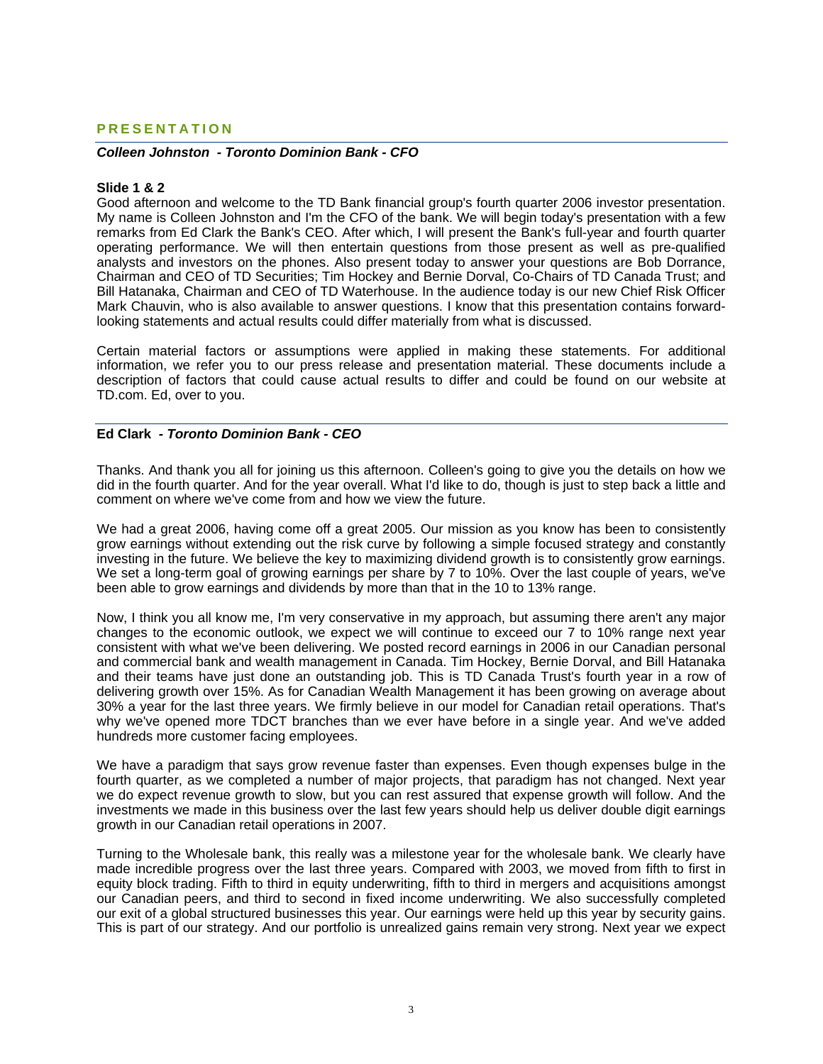## PRESENTATION

***Colleen Johnston - Toronto Dominion Bank - CFO***

**Slide 1 & 2**

Good afternoon and welcome to the TD Bank financial group's fourth quarter 2006 investor presentation. My name is Colleen Johnston and I'm the CFO of the bank. We will begin today's presentation with a few remarks from Ed Clark the Bank's CEO. After which, I will present the Bank's full-year and fourth quarter operating performance. We will then entertain questions from those present as well as pre-qualified analysts and investors on the phones. Also present today to answer your questions are Bob Dorrance, Chairman and CEO of TD Securities; Tim Hockey and Bernie Dorval, Co-Chairs of TD Canada Trust; and Bill Hatanaka, Chairman and CEO of TD Waterhouse. In the audience today is our new Chief Risk Officer Mark Chauvin, who is also available to answer questions. I know that this presentation contains forward-looking statements and actual results could differ materially from what is discussed.

Certain material factors or assumptions were applied in making these statements. For additional information, we refer you to our press release and presentation material. These documents include a description of factors that could cause actual results to differ and could be found on our website at TD.com. Ed, over to you.

**Ed Clark** ***- Toronto Dominion Bank - CEO***

Thanks. And thank you all for joining us this afternoon. Colleen's going to give you the details on how we did in the fourth quarter. And for the year overall. What I'd like to do, though is just to step back a little and comment on where we've come from and how we view the future.

We had a great 2006, having come off a great 2005. Our mission as you know has been to consistently grow earnings without extending out the risk curve by following a simple focused strategy and constantly investing in the future. We believe the key to maximizing dividend growth is to consistently grow earnings. We set a long-term goal of growing earnings per share by 7 to 10%. Over the last couple of years, we've been able to grow earnings and dividends by more than that in the 10 to 13% range.

Now, I think you all know me, I'm very conservative in my approach, but assuming there aren't any major changes to the economic outlook, we expect we will continue to exceed our 7 to 10% range next year consistent with what we've been delivering. We posted record earnings in 2006 in our Canadian personal and commercial bank and wealth management in Canada. Tim Hockey, Bernie Dorval, and Bill Hatanaka and their teams have just done an outstanding job. This is TD Canada Trust's fourth year in a row of delivering growth over 15%. As for Canadian Wealth Management it has been growing on average about 30% a year for the last three years. We firmly believe in our model for Canadian retail operations. That's why we've opened more TDCT branches than we ever have before in a single year. And we've added hundreds more customer facing employees.

We have a paradigm that says grow revenue faster than expenses. Even though expenses bulge in the fourth quarter, as we completed a number of major projects, that paradigm has not changed. Next year we do expect revenue growth to slow, but you can rest assured that expense growth will follow. And the investments we made in this business over the last few years should help us deliver double digit earnings growth in our Canadian retail operations in 2007.

Turning to the Wholesale bank, this really was a milestone year for the wholesale bank. We clearly have made incredible progress over the last three years. Compared with 2003, we moved from fifth to first in equity block trading. Fifth to third in equity underwriting, fifth to third in mergers and acquisitions amongst our Canadian peers, and third to second in fixed income underwriting. We also successfully completed our exit of a global structured businesses this year. Our earnings were held up this year by security gains. This is part of our strategy. And our portfolio is unrealized gains remain very strong. Next year we expect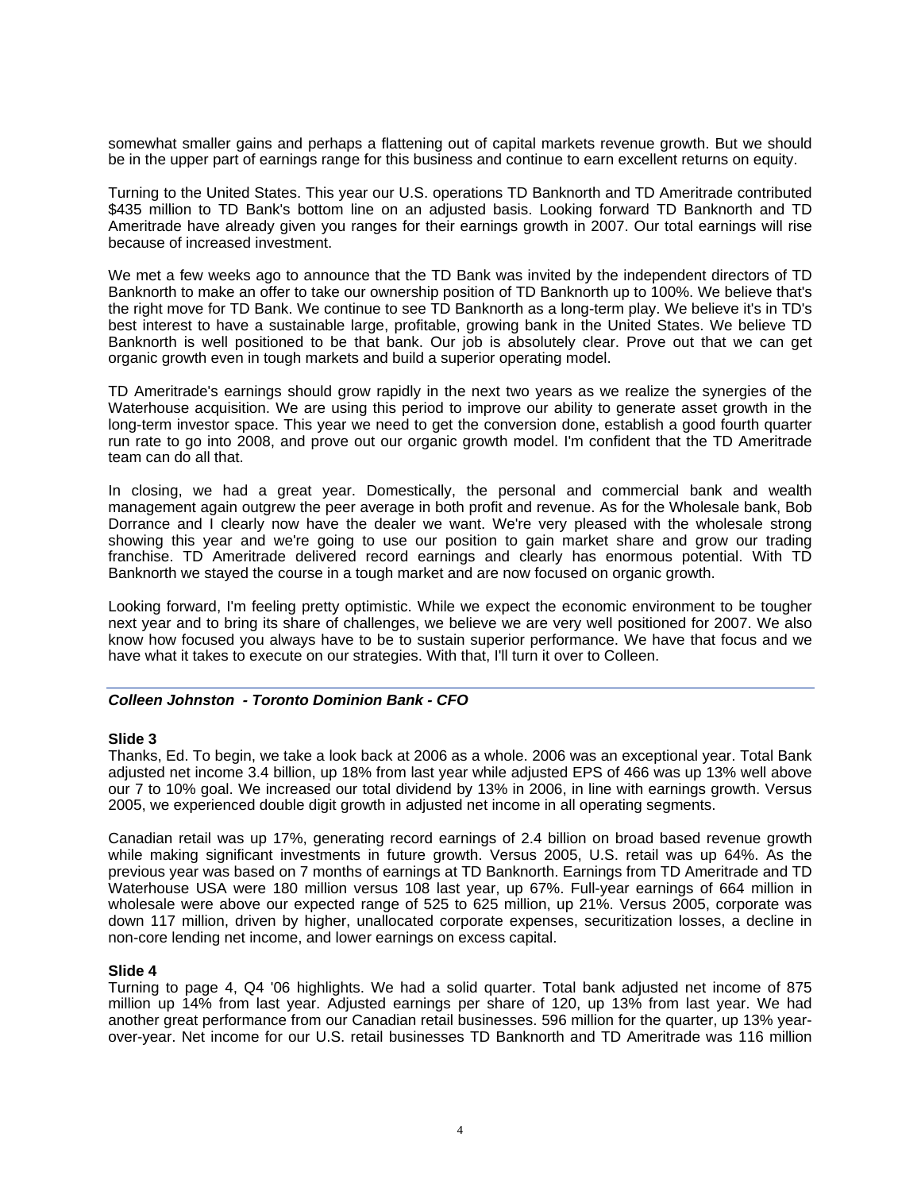somewhat smaller gains and perhaps a flattening out of capital markets revenue growth. But we should be in the upper part of earnings range for this business and continue to earn excellent returns on equity.

Turning to the United States. This year our U.S. operations TD Banknorth and TD Ameritrade contributed $435 million to TD Bank's bottom line on an adjusted basis. Looking forward TD Banknorth and TD Ameritrade have already given you ranges for their earnings growth in 2007. Our total earnings will rise because of increased investment.

We met a few weeks ago to announce that the TD Bank was invited by the independent directors of TD Banknorth to make an offer to take our ownership position of TD Banknorth up to 100%. We believe that's the right move for TD Bank. We continue to see TD Banknorth as a long-term play. We believe it's in TD's best interest to have a sustainable large, profitable, growing bank in the United States. We believe TD Banknorth is well positioned to be that bank. Our job is absolutely clear. Prove out that we can get organic growth even in tough markets and build a superior operating model.

TD Ameritrade's earnings should grow rapidly in the next two years as we realize the synergies of the Waterhouse acquisition. We are using this period to improve our ability to generate asset growth in the long-term investor space. This year we need to get the conversion done, establish a good fourth quarter run rate to go into 2008, and prove out our organic growth model. I'm confident that the TD Ameritrade team can do all that.

In closing, we had a great year. Domestically, the personal and commercial bank and wealth management again outgrew the peer average in both profit and revenue. As for the Wholesale bank, Bob Dorrance and I clearly now have the dealer we want. We're very pleased with the wholesale strong showing this year and we're going to use our position to gain market share and grow our trading franchise. TD Ameritrade delivered record earnings and clearly has enormous potential. With TD Banknorth we stayed the course in a tough market and are now focused on organic growth.

Looking forward, I'm feeling pretty optimistic. While we expect the economic environment to be tougher next year and to bring its share of challenges, we believe we are very well positioned for 2007. We also know how focused you always have to be to sustain superior performance. We have that focus and we have what it takes to execute on our strategies. With that, I'll turn it over to Colleen.

---

***Colleen Johnston - Toronto Dominion Bank - CFO***

**Slide 3**
Thanks, Ed. To begin, we take a look back at 2006 as a whole. 2006 was an exceptional year. Total Bank adjusted net income 3.4 billion, up 18% from last year while adjusted EPS of 466 was up 13% well above our 7 to 10% goal. We increased our total dividend by 13% in 2006, in line with earnings growth. Versus 2005, we experienced double digit growth in adjusted net income in all operating segments.

Canadian retail was up 17%, generating record earnings of 2.4 billion on broad based revenue growth while making significant investments in future growth. Versus 2005, U.S. retail was up 64%. As the previous year was based on 7 months of earnings at TD Banknorth. Earnings from TD Ameritrade and TD Waterhouse USA were 180 million versus 108 last year, up 67%. Full-year earnings of 664 million in wholesale were above our expected range of 525 to 625 million, up 21%. Versus 2005, corporate was down 117 million, driven by higher, unallocated corporate expenses, securitization losses, a decline in non-core lending net income, and lower earnings on excess capital.

**Slide 4**
Turning to page 4, Q4 '06 highlights. We had a solid quarter. Total bank adjusted net income of 875 million up 14% from last year. Adjusted earnings per share of 120, up 13% from last year. We had another great performance from our Canadian retail businesses. 596 million for the quarter, up 13% year-over-year. Net income for our U.S. retail businesses TD Banknorth and TD Ameritrade was 116 million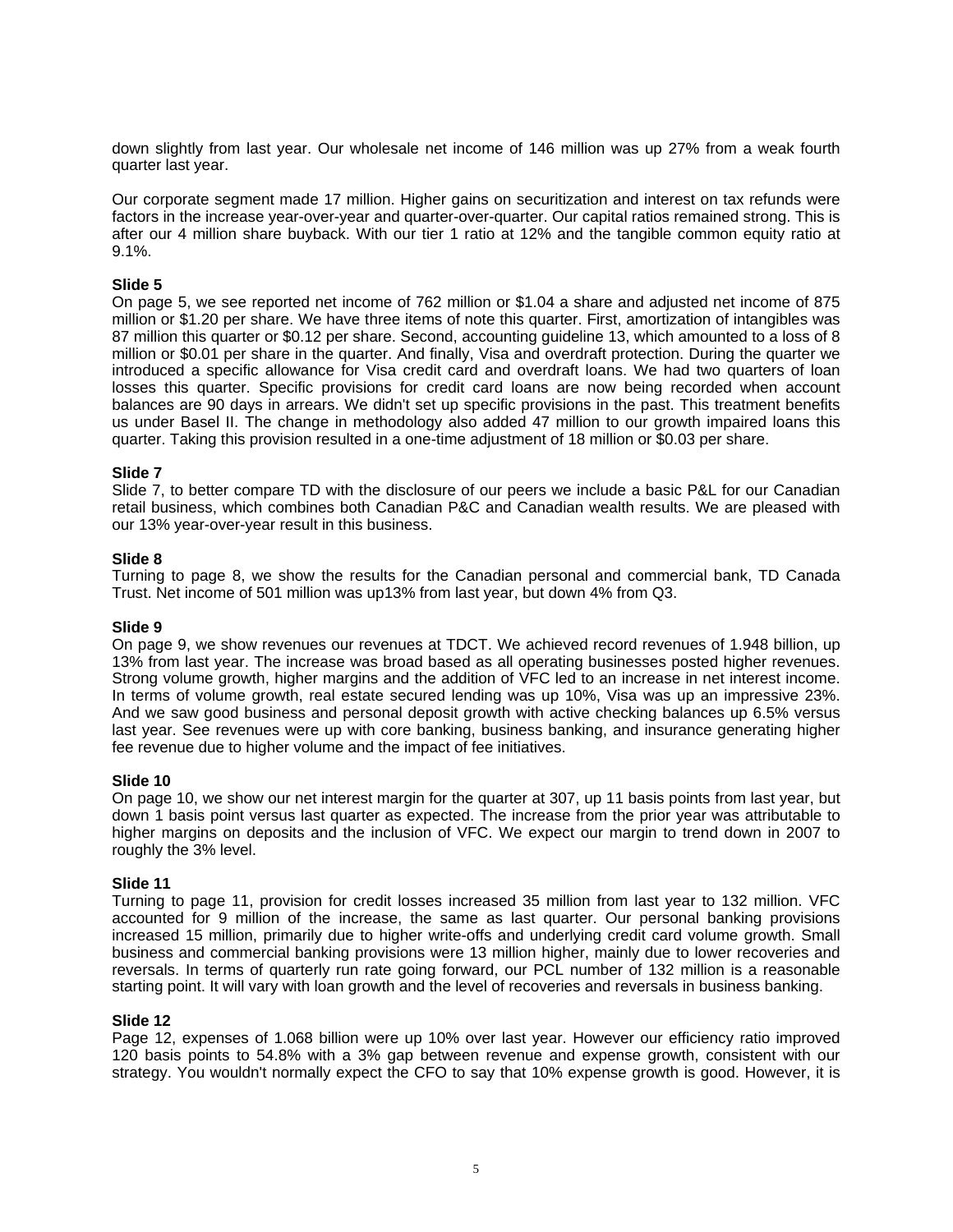down slightly from last year. Our wholesale net income of 146 million was up 27% from a weak fourth quarter last year.

Our corporate segment made 17 million. Higher gains on securitization and interest on tax refunds were factors in the increase year-over-year and quarter-over-quarter. Our capital ratios remained strong. This is after our 4 million share buyback. With our tier 1 ratio at 12% and the tangible common equity ratio at 9.1%.

**Slide 5**
On page 5, we see reported net income of 762 million or $1.04 a share and adjusted net income of 875 million or $1.20 per share. We have three items of note this quarter. First, amortization of intangibles was 87 million this quarter or $0.12 per share. Second, accounting guideline 13, which amounted to a loss of 8 million or $0.01 per share in the quarter. And finally, Visa and overdraft protection. During the quarter we introduced a specific allowance for Visa credit card and overdraft loans. We had two quarters of loan losses this quarter. Specific provisions for credit card loans are now being recorded when account balances are 90 days in arrears. We didn't set up specific provisions in the past. This treatment benefits us under Basel II. The change in methodology also added 47 million to our growth impaired loans this quarter. Taking this provision resulted in a one-time adjustment of 18 million or $0.03 per share.

**Slide 7**
Slide 7, to better compare TD with the disclosure of our peers we include a basic P&L for our Canadian retail business, which combines both Canadian P&C and Canadian wealth results. We are pleased with our 13% year-over-year result in this business.

**Slide 8**
Turning to page 8, we show the results for the Canadian personal and commercial bank, TD Canada Trust. Net income of 501 million was up13% from last year, but down 4% from Q3.

**Slide 9**
On page 9, we show revenues our revenues at TDCT. We achieved record revenues of 1.948 billion, up 13% from last year. The increase was broad based as all operating businesses posted higher revenues. Strong volume growth, higher margins and the addition of VFC led to an increase in net interest income. In terms of volume growth, real estate secured lending was up 10%, Visa was up an impressive 23%. And we saw good business and personal deposit growth with active checking balances up 6.5% versus last year. See revenues were up with core banking, business banking, and insurance generating higher fee revenue due to higher volume and the impact of fee initiatives.

**Slide 10**
On page 10, we show our net interest margin for the quarter at 307, up 11 basis points from last year, but down 1 basis point versus last quarter as expected. The increase from the prior year was attributable to higher margins on deposits and the inclusion of VFC. We expect our margin to trend down in 2007 to roughly the 3% level.

**Slide 11**
Turning to page 11, provision for credit losses increased 35 million from last year to 132 million. VFC accounted for 9 million of the increase, the same as last quarter. Our personal banking provisions increased 15 million, primarily due to higher write-offs and underlying credit card volume growth. Small business and commercial banking provisions were 13 million higher, mainly due to lower recoveries and reversals. In terms of quarterly run rate going forward, our PCL number of 132 million is a reasonable starting point. It will vary with loan growth and the level of recoveries and reversals in business banking.

**Slide 12**
Page 12, expenses of 1.068 billion were up 10% over last year. However our efficiency ratio improved 120 basis points to 54.8% with a 3% gap between revenue and expense growth, consistent with our strategy. You wouldn't normally expect the CFO to say that 10% expense growth is good. However, it is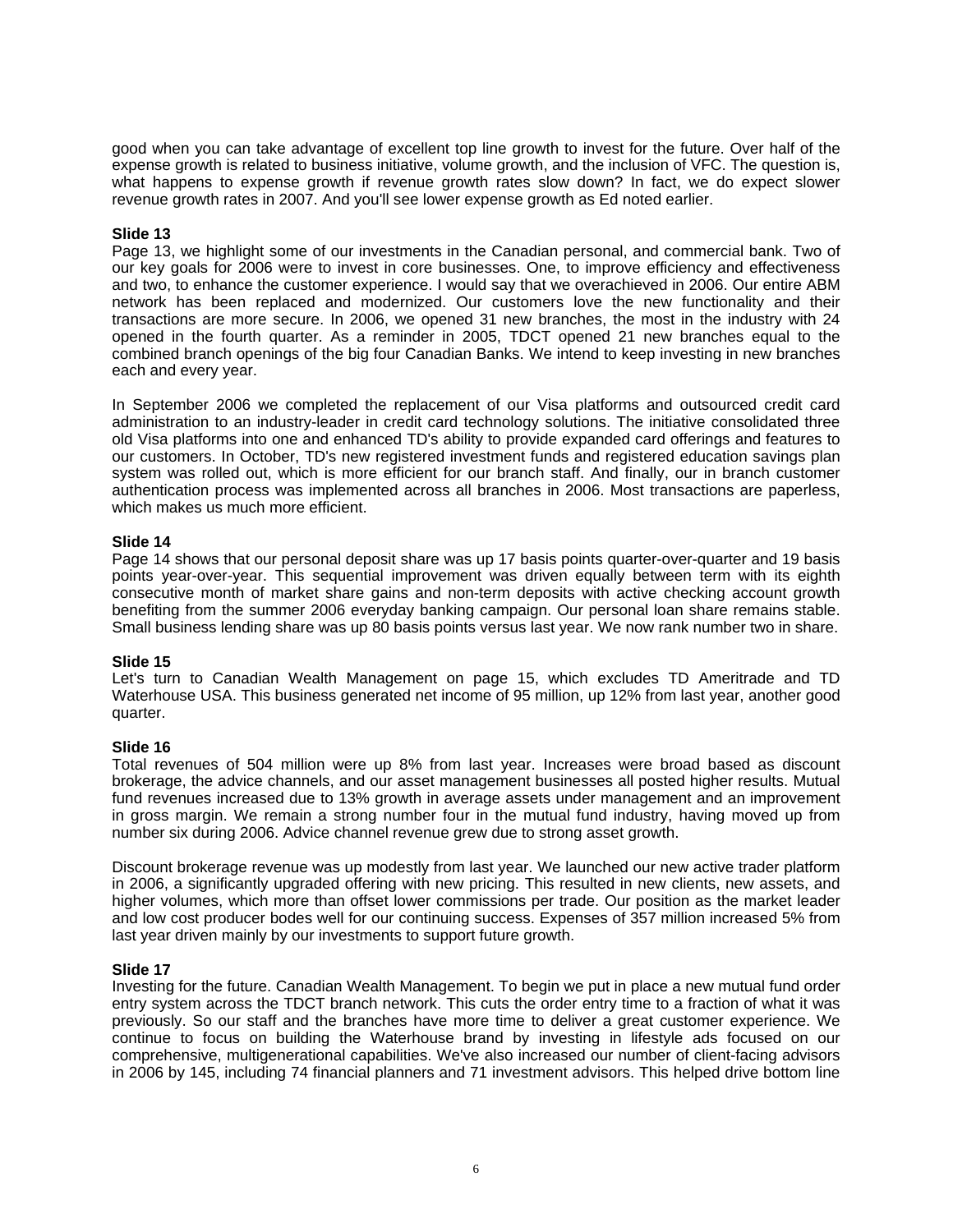good when you can take advantage of excellent top line growth to invest for the future. Over half of the expense growth is related to business initiative, volume growth, and the inclusion of VFC. The question is, what happens to expense growth if revenue growth rates slow down? In fact, we do expect slower revenue growth rates in 2007. And you'll see lower expense growth as Ed noted earlier.

**Slide 13**

Page 13, we highlight some of our investments in the Canadian personal, and commercial bank. Two of our key goals for 2006 were to invest in core businesses. One, to improve efficiency and effectiveness and two, to enhance the customer experience. I would say that we overachieved in 2006. Our entire ABM network has been replaced and modernized. Our customers love the new functionality and their transactions are more secure. In 2006, we opened 31 new branches, the most in the industry with 24 opened in the fourth quarter. As a reminder in 2005, TDCT opened 21 new branches equal to the combined branch openings of the big four Canadian Banks. We intend to keep investing in new branches each and every year.

In September 2006 we completed the replacement of our Visa platforms and outsourced credit card administration to an industry-leader in credit card technology solutions. The initiative consolidated three old Visa platforms into one and enhanced TD's ability to provide expanded card offerings and features to our customers. In October, TD's new registered investment funds and registered education savings plan system was rolled out, which is more efficient for our branch staff. And finally, our in branch customer authentication process was implemented across all branches in 2006. Most transactions are paperless, which makes us much more efficient.

**Slide 14**

Page 14 shows that our personal deposit share was up 17 basis points quarter-over-quarter and 19 basis points year-over-year. This sequential improvement was driven equally between term with its eighth consecutive month of market share gains and non-term deposits with active checking account growth benefiting from the summer 2006 everyday banking campaign. Our personal loan share remains stable. Small business lending share was up 80 basis points versus last year. We now rank number two in share.

**Slide 15**

Let's turn to Canadian Wealth Management on page 15, which excludes TD Ameritrade and TD Waterhouse USA. This business generated net income of 95 million, up 12% from last year, another good quarter.

**Slide 16**

Total revenues of 504 million were up 8% from last year. Increases were broad based as discount brokerage, the advice channels, and our asset management businesses all posted higher results. Mutual fund revenues increased due to 13% growth in average assets under management and an improvement in gross margin. We remain a strong number four in the mutual fund industry, having moved up from number six during 2006. Advice channel revenue grew due to strong asset growth.

Discount brokerage revenue was up modestly from last year. We launched our new active trader platform in 2006, a significantly upgraded offering with new pricing. This resulted in new clients, new assets, and higher volumes, which more than offset lower commissions per trade. Our position as the market leader and low cost producer bodes well for our continuing success. Expenses of 357 million increased 5% from last year driven mainly by our investments to support future growth.

**Slide 17**

Investing for the future. Canadian Wealth Management. To begin we put in place a new mutual fund order entry system across the TDCT branch network. This cuts the order entry time to a fraction of what it was previously. So our staff and the branches have more time to deliver a great customer experience. We continue to focus on building the Waterhouse brand by investing in lifestyle ads focused on our comprehensive, multigenerational capabilities. We've also increased our number of client-facing advisors in 2006 by 145, including 74 financial planners and 71 investment advisors. This helped drive bottom line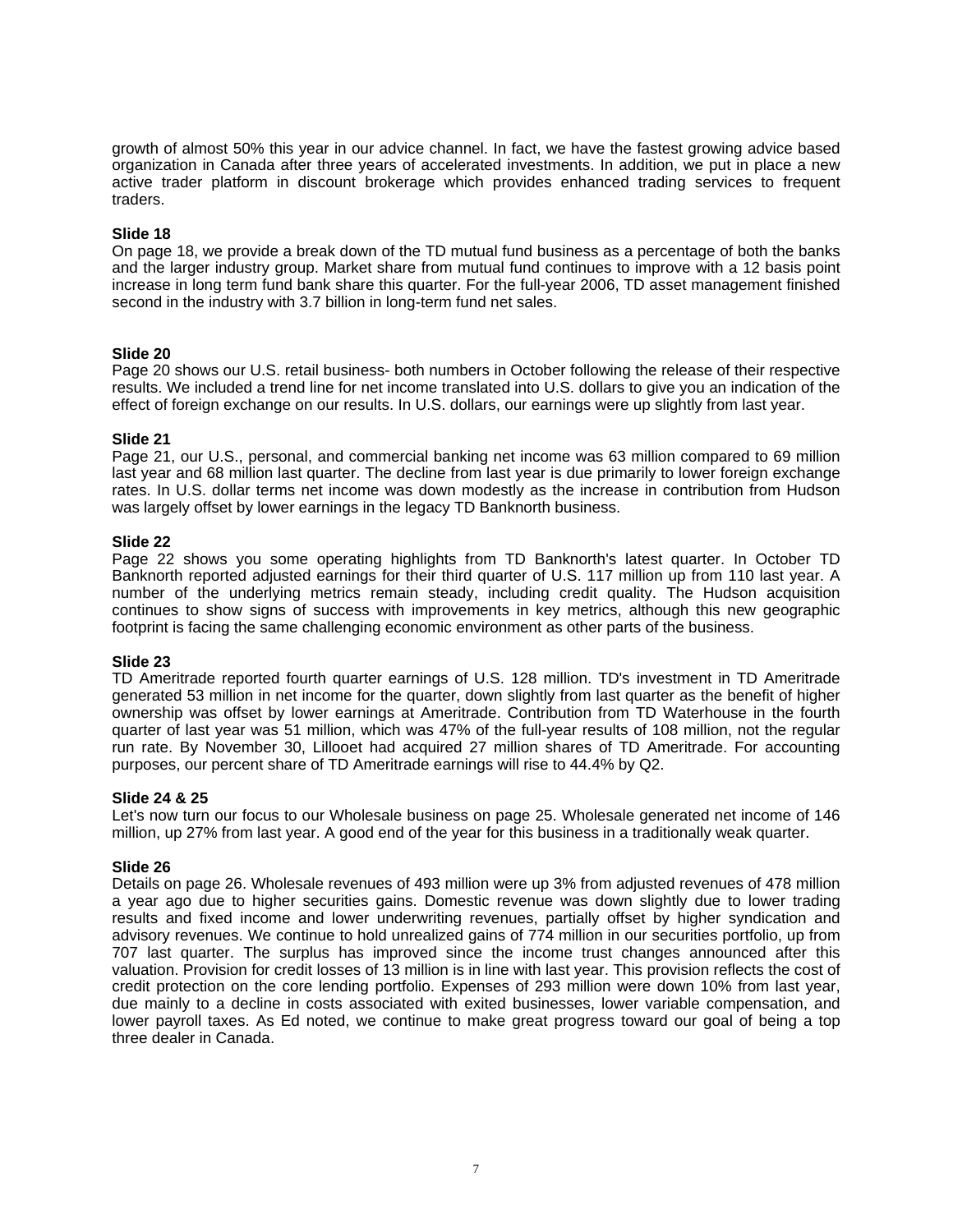growth of almost 50% this year in our advice channel. In fact, we have the fastest growing advice based organization in Canada after three years of accelerated investments. In addition, we put in place a new active trader platform in discount brokerage which provides enhanced trading services to frequent traders.

**Slide 18**

On page 18, we provide a break down of the TD mutual fund business as a percentage of both the banks and the larger industry group. Market share from mutual fund continues to improve with a 12 basis point increase in long term fund bank share this quarter. For the full-year 2006, TD asset management finished second in the industry with 3.7 billion in long-term fund net sales.

**Slide 20**

Page 20 shows our U.S. retail business- both numbers in October following the release of their respective results. We included a trend line for net income translated into U.S. dollars to give you an indication of the effect of foreign exchange on our results. In U.S. dollars, our earnings were up slightly from last year.

**Slide 21**

Page 21, our U.S., personal, and commercial banking net income was 63 million compared to 69 million last year and 68 million last quarter. The decline from last year is due primarily to lower foreign exchange rates. In U.S. dollar terms net income was down modestly as the increase in contribution from Hudson was largely offset by lower earnings in the legacy TD Banknorth business.

**Slide 22**

Page 22 shows you some operating highlights from TD Banknorth's latest quarter. In October TD Banknorth reported adjusted earnings for their third quarter of U.S. 117 million up from 110 last year. A number of the underlying metrics remain steady, including credit quality. The Hudson acquisition continues to show signs of success with improvements in key metrics, although this new geographic footprint is facing the same challenging economic environment as other parts of the business.

**Slide 23**

TD Ameritrade reported fourth quarter earnings of U.S. 128 million. TD's investment in TD Ameritrade generated 53 million in net income for the quarter, down slightly from last quarter as the benefit of higher ownership was offset by lower earnings at Ameritrade. Contribution from TD Waterhouse in the fourth quarter of last year was 51 million, which was 47% of the full-year results of 108 million, not the regular run rate. By November 30, Lillooet had acquired 27 million shares of TD Ameritrade. For accounting purposes, our percent share of TD Ameritrade earnings will rise to 44.4% by Q2.

**Slide 24 & 25**

Let's now turn our focus to our Wholesale business on page 25. Wholesale generated net income of 146 million, up 27% from last year. A good end of the year for this business in a traditionally weak quarter.

**Slide 26**

Details on page 26. Wholesale revenues of 493 million were up 3% from adjusted revenues of 478 million a year ago due to higher securities gains. Domestic revenue was down slightly due to lower trading results and fixed income and lower underwriting revenues, partially offset by higher syndication and advisory revenues. We continue to hold unrealized gains of 774 million in our securities portfolio, up from 707 last quarter. The surplus has improved since the income trust changes announced after this valuation. Provision for credit losses of 13 million is in line with last year. This provision reflects the cost of credit protection on the core lending portfolio. Expenses of 293 million were down 10% from last year, due mainly to a decline in costs associated with exited businesses, lower variable compensation, and lower payroll taxes. As Ed noted, we continue to make great progress toward our goal of being a top three dealer in Canada.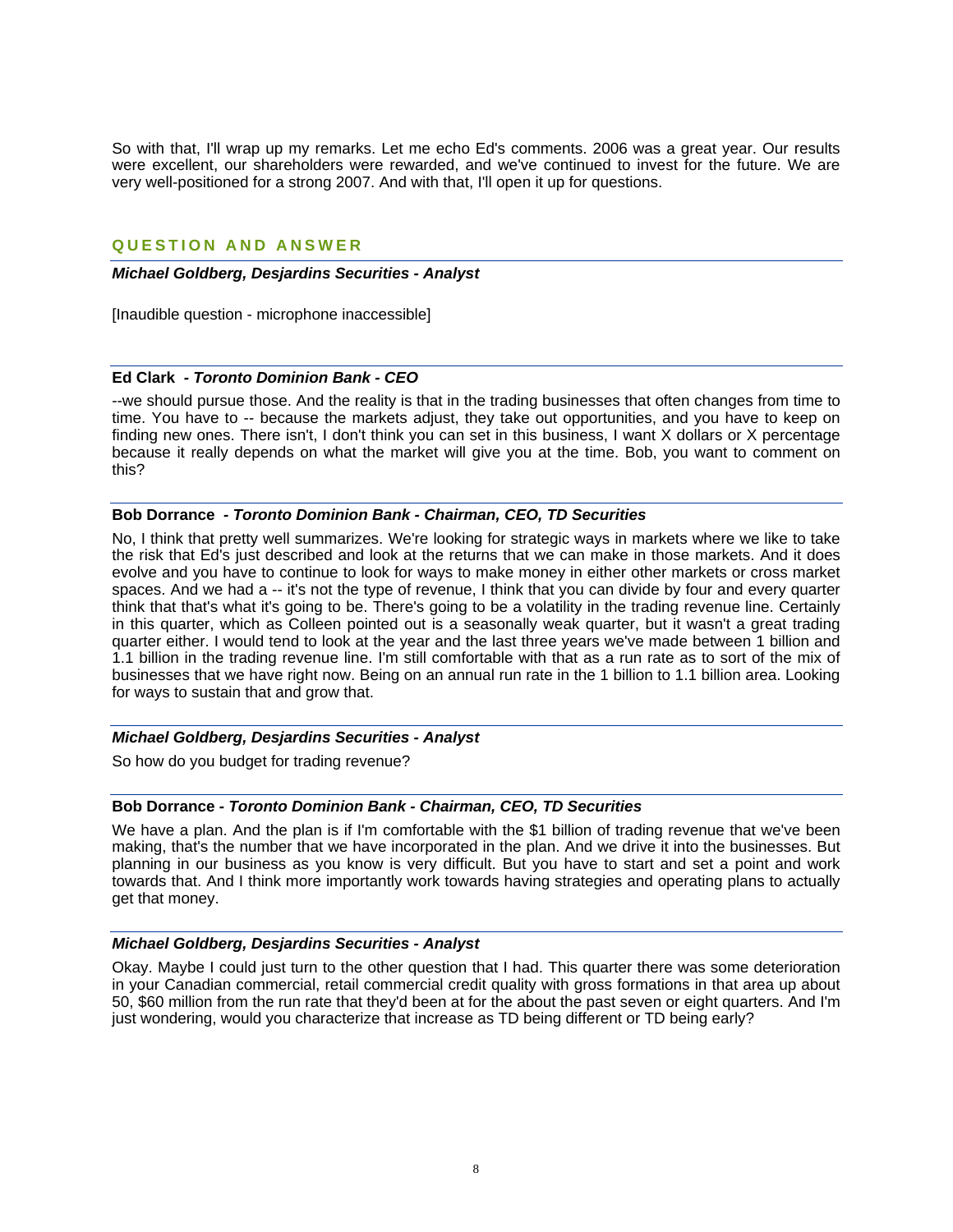So with that, I'll wrap up my remarks. Let me echo Ed's comments. 2006 was a great year. Our results were excellent, our shareholders were rewarded, and we've continued to invest for the future. We are very well-positioned for a strong 2007. And with that, I'll open it up for questions.

## QUESTION AND ANSWER

***Michael Goldberg, Desjardins Securities - Analyst***

[Inaudible question - microphone inaccessible]

**Ed Clark** *- **Toronto Dominion Bank - CEO***

--we should pursue those. And the reality is that in the trading businesses that often changes from time to time. You have to -- because the markets adjust, they take out opportunities, and you have to keep on finding new ones. There isn't, I don't think you can set in this business, I want X dollars or X percentage because it really depends on what the market will give you at the time. Bob, you want to comment on this?

**Bob Dorrance** *- **Toronto Dominion Bank - Chairman, CEO, TD Securities***

No, I think that pretty well summarizes. We're looking for strategic ways in markets where we like to take the risk that Ed's just described and look at the returns that we can make in those markets. And it does evolve and you have to continue to look for ways to make money in either other markets or cross market spaces. And we had a -- it's not the type of revenue, I think that you can divide by four and every quarter think that that's what it's going to be. There's going to be a volatility in the trading revenue line. Certainly in this quarter, which as Colleen pointed out is a seasonally weak quarter, but it wasn't a great trading quarter either. I would tend to look at the year and the last three years we've made between 1 billion and 1.1 billion in the trading revenue line. I'm still comfortable with that as a run rate as to sort of the mix of businesses that we have right now. Being on an annual run rate in the 1 billion to 1.1 billion area. Looking for ways to sustain that and grow that.

***Michael Goldberg, Desjardins Securities - Analyst***

So how do you budget for trading revenue?

**Bob Dorrance** *- **Toronto Dominion Bank - Chairman, CEO, TD Securities***

We have a plan. And the plan is if I'm comfortable with the $1 billion of trading revenue that we've been making, that's the number that we have incorporated in the plan. And we drive it into the businesses. But planning in our business as you know is very difficult. But you have to start and set a point and work towards that. And I think more importantly work towards having strategies and operating plans to actually get that money.

***Michael Goldberg, Desjardins Securities - Analyst***

Okay. Maybe I could just turn to the other question that I had. This quarter there was some deterioration in your Canadian commercial, retail commercial credit quality with gross formations in that area up about 50, $60 million from the run rate that they'd been at for the about the past seven or eight quarters. And I'm just wondering, would you characterize that increase as TD being different or TD being early?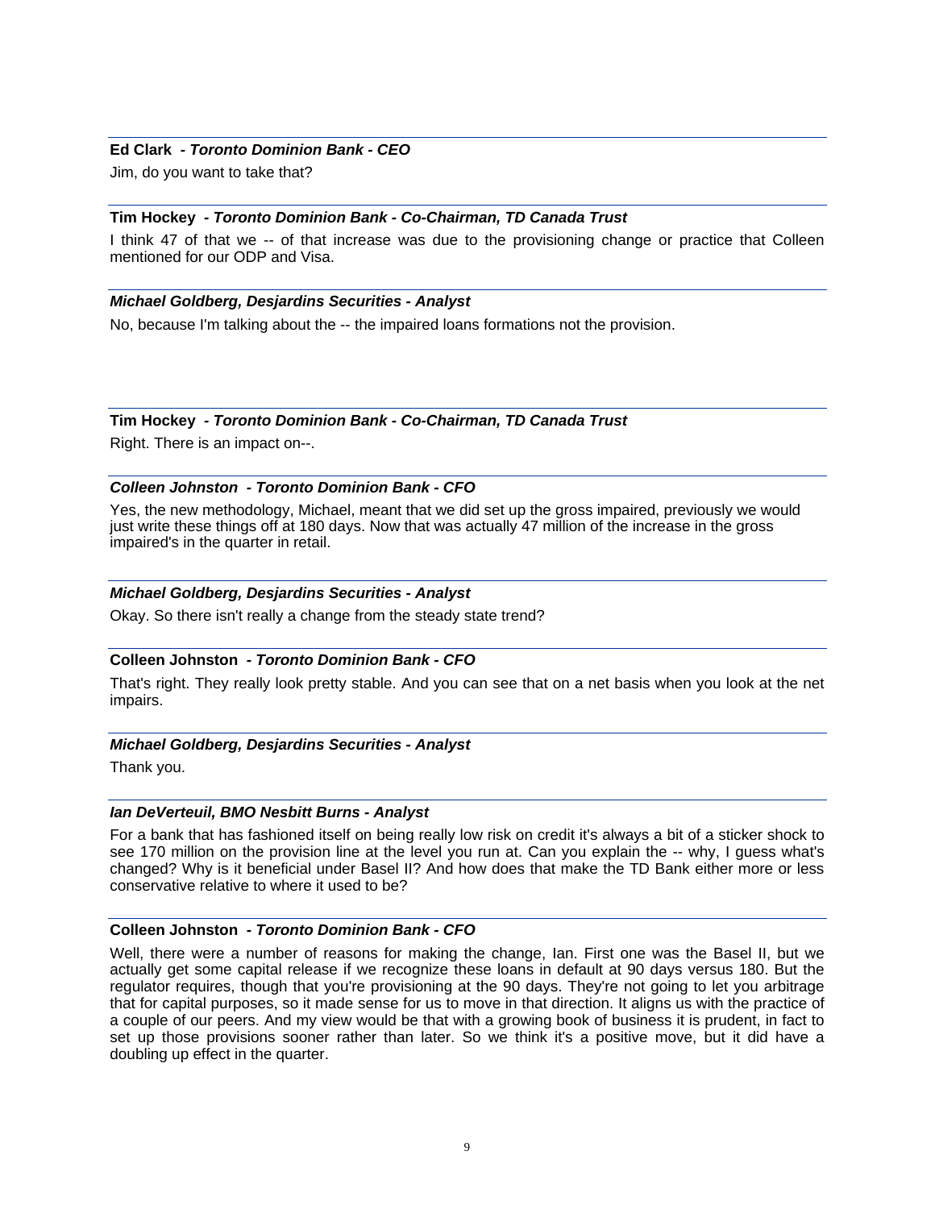**Ed Clark** *- Toronto Dominion Bank - CEO*

Jim, do you want to take that?

**Tim Hockey** *- Toronto Dominion Bank - Co-Chairman, TD Canada Trust*

I think 47 of that we -- of that increase was due to the provisioning change or practice that Colleen mentioned for our ODP and Visa.

***Michael Goldberg, Desjardins Securities - Analyst***

No, because I'm talking about the -- the impaired loans formations not the provision.

**Tim Hockey** *- Toronto Dominion Bank - Co-Chairman, TD Canada Trust*

Right. There is an impact on--.

***Colleen Johnston - Toronto Dominion Bank - CFO***

Yes, the new methodology, Michael, meant that we did set up the gross impaired, previously we would just write these things off at 180 days. Now that was actually 47 million of the increase in the gross impaired's in the quarter in retail.

***Michael Goldberg, Desjardins Securities - Analyst***

Okay. So there isn't really a change from the steady state trend?

**Colleen Johnston** *- Toronto Dominion Bank - CFO*

That's right. They really look pretty stable. And you can see that on a net basis when you look at the net impairs.

***Michael Goldberg, Desjardins Securities - Analyst***

Thank you.

***Ian DeVerteuil, BMO Nesbitt Burns - Analyst***

For a bank that has fashioned itself on being really low risk on credit it's always a bit of a sticker shock to see 170 million on the provision line at the level you run at. Can you explain the -- why, I guess what's changed? Why is it beneficial under Basel II? And how does that make the TD Bank either more or less conservative relative to where it used to be?

**Colleen Johnston** *- Toronto Dominion Bank - CFO*

Well, there were a number of reasons for making the change, Ian. First one was the Basel II, but we actually get some capital release if we recognize these loans in default at 90 days versus 180. But the regulator requires, though that you're provisioning at the 90 days. They're not going to let you arbitrage that for capital purposes, so it made sense for us to move in that direction. It aligns us with the practice of a couple of our peers. And my view would be that with a growing book of business it is prudent, in fact to set up those provisions sooner rather than later. So we think it's a positive move, but it did have a doubling up effect in the quarter.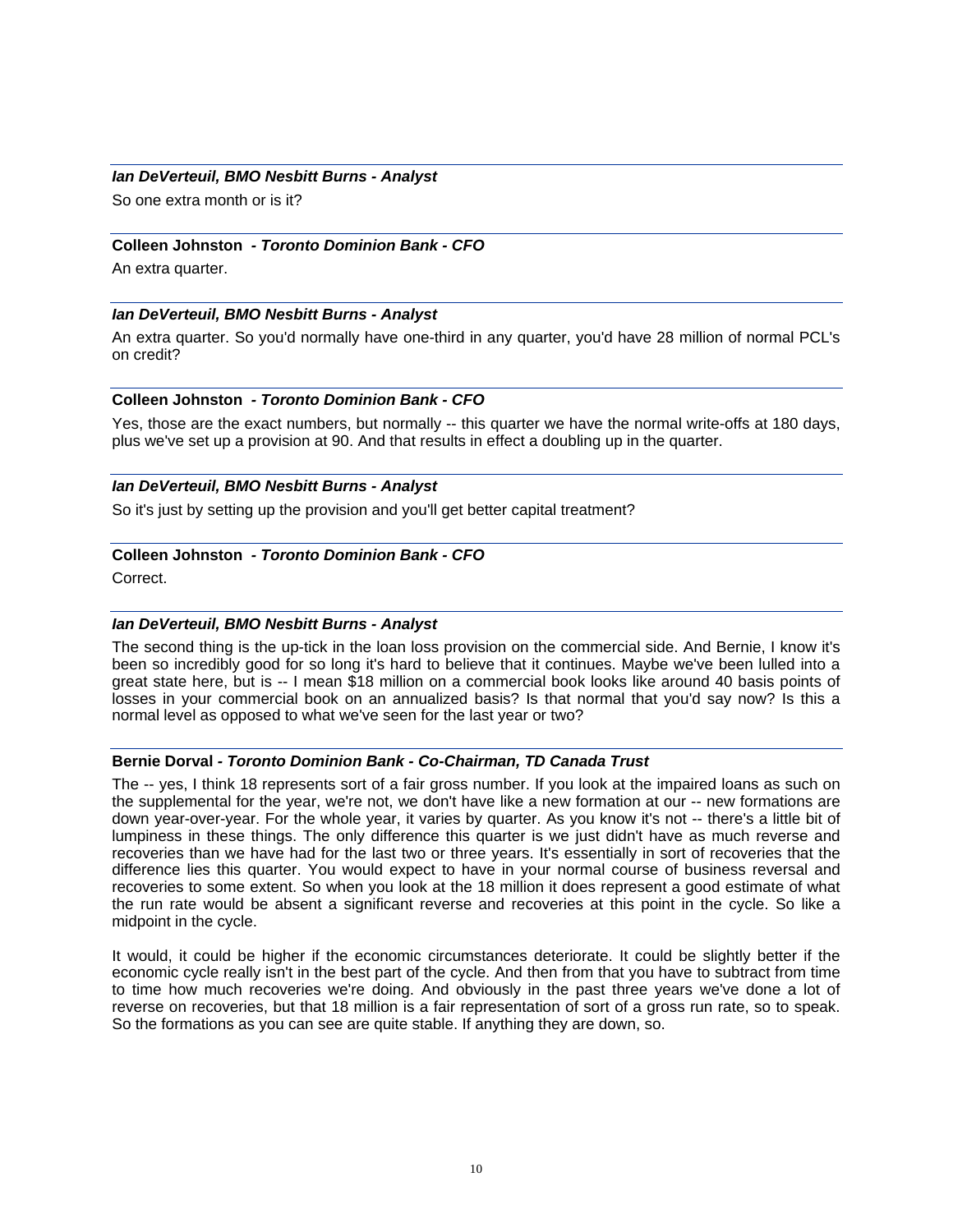***Ian DeVerteuil, BMO Nesbitt Burns - Analyst***

So one extra month or is it?

**Colleen Johnston** ***- Toronto Dominion Bank - CFO***

An extra quarter.

***Ian DeVerteuil, BMO Nesbitt Burns - Analyst***

An extra quarter. So you'd normally have one-third in any quarter, you'd have 28 million of normal PCL's on credit?

**Colleen Johnston** ***- Toronto Dominion Bank - CFO***

Yes, those are the exact numbers, but normally -- this quarter we have the normal write-offs at 180 days, plus we've set up a provision at 90. And that results in effect a doubling up in the quarter.

***Ian DeVerteuil, BMO Nesbitt Burns - Analyst***

So it's just by setting up the provision and you'll get better capital treatment?

**Colleen Johnston** ***- Toronto Dominion Bank - CFO***

Correct.

***Ian DeVerteuil, BMO Nesbitt Burns - Analyst***

The second thing is the up-tick in the loan loss provision on the commercial side. And Bernie, I know it's been so incredibly good for so long it's hard to believe that it continues. Maybe we've been lulled into a great state here, but is -- I mean $18 million on a commercial book looks like around 40 basis points of losses in your commercial book on an annualized basis? Is that normal that you'd say now? Is this a normal level as opposed to what we've seen for the last year or two?

**Bernie Dorval** ***- Toronto Dominion Bank - Co-Chairman, TD Canada Trust***

The -- yes, I think 18 represents sort of a fair gross number. If you look at the impaired loans as such on the supplemental for the year, we're not, we don't have like a new formation at our -- new formations are down year-over-year. For the whole year, it varies by quarter. As you know it's not -- there's a little bit of lumpiness in these things. The only difference this quarter is we just didn't have as much reverse and recoveries than we have had for the last two or three years. It's essentially in sort of recoveries that the difference lies this quarter. You would expect to have in your normal course of business reversal and recoveries to some extent. So when you look at the 18 million it does represent a good estimate of what the run rate would be absent a significant reverse and recoveries at this point in the cycle. So like a midpoint in the cycle.

It would, it could be higher if the economic circumstances deteriorate. It could be slightly better if the economic cycle really isn't in the best part of the cycle. And then from that you have to subtract from time to time how much recoveries we're doing. And obviously in the past three years we've done a lot of reverse on recoveries, but that 18 million is a fair representation of sort of a gross run rate, so to speak. So the formations as you can see are quite stable. If anything they are down, so.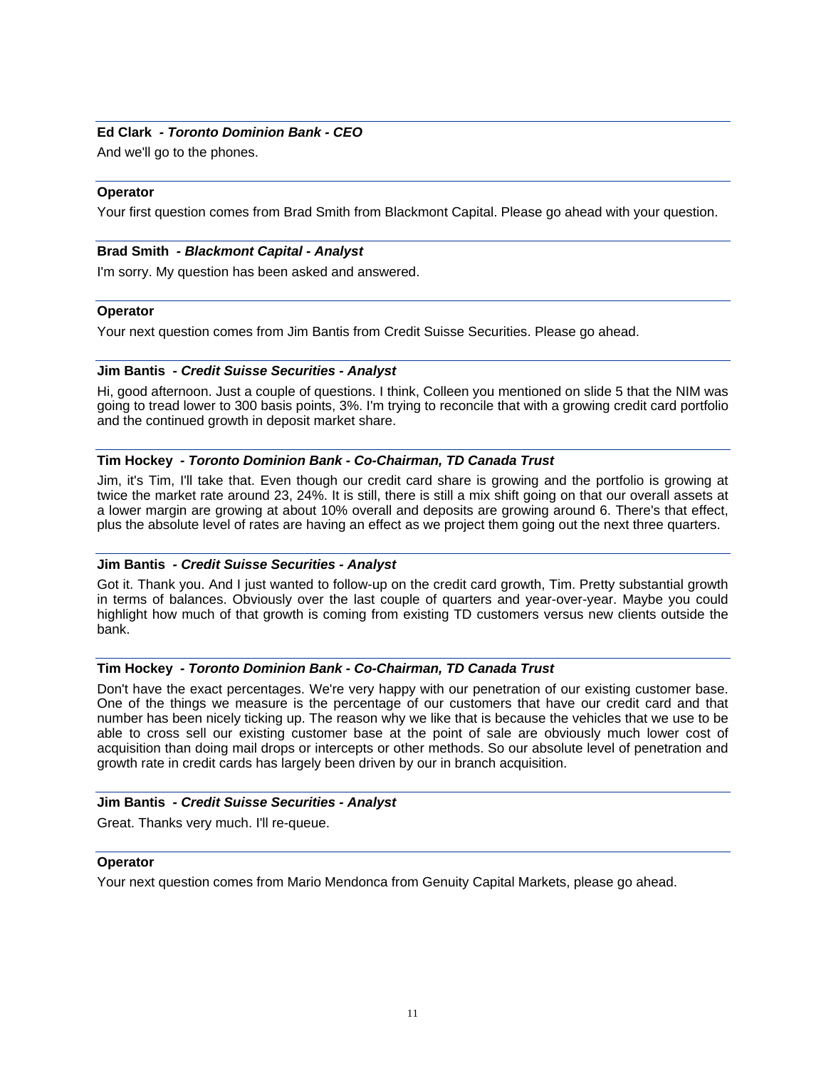**Ed Clark** - ***Toronto Dominion Bank - CEO***

And we'll go to the phones.

**Operator**

Your first question comes from Brad Smith from Blackmont Capital. Please go ahead with your question.

**Brad Smith** - ***Blackmont Capital - Analyst***

I'm sorry. My question has been asked and answered.

**Operator**

Your next question comes from Jim Bantis from Credit Suisse Securities. Please go ahead.

**Jim Bantis** - ***Credit Suisse Securities - Analyst***

Hi, good afternoon. Just a couple of questions. I think, Colleen you mentioned on slide 5 that the NIM was going to tread lower to 300 basis points, 3%. I'm trying to reconcile that with a growing credit card portfolio and the continued growth in deposit market share.

**Tim Hockey** - ***Toronto Dominion Bank - Co-Chairman, TD Canada Trust***

Jim, it's Tim, I'll take that. Even though our credit card share is growing and the portfolio is growing at twice the market rate around 23, 24%. It is still, there is still a mix shift going on that our overall assets at a lower margin are growing at about 10% overall and deposits are growing around 6. There's that effect, plus the absolute level of rates are having an effect as we project them going out the next three quarters.

**Jim Bantis** - ***Credit Suisse Securities - Analyst***

Got it. Thank you. And I just wanted to follow-up on the credit card growth, Tim. Pretty substantial growth in terms of balances. Obviously over the last couple of quarters and year-over-year. Maybe you could highlight how much of that growth is coming from existing TD customers versus new clients outside the bank.

**Tim Hockey** - ***Toronto Dominion Bank - Co-Chairman, TD Canada Trust***

Don't have the exact percentages. We're very happy with our penetration of our existing customer base. One of the things we measure is the percentage of our customers that have our credit card and that number has been nicely ticking up. The reason why we like that is because the vehicles that we use to be able to cross sell our existing customer base at the point of sale are obviously much lower cost of acquisition than doing mail drops or intercepts or other methods. So our absolute level of penetration and growth rate in credit cards has largely been driven by our in branch acquisition.

**Jim Bantis** - ***Credit Suisse Securities - Analyst***

Great. Thanks very much. I'll re-queue.

**Operator**

Your next question comes from Mario Mendonca from Genuity Capital Markets, please go ahead.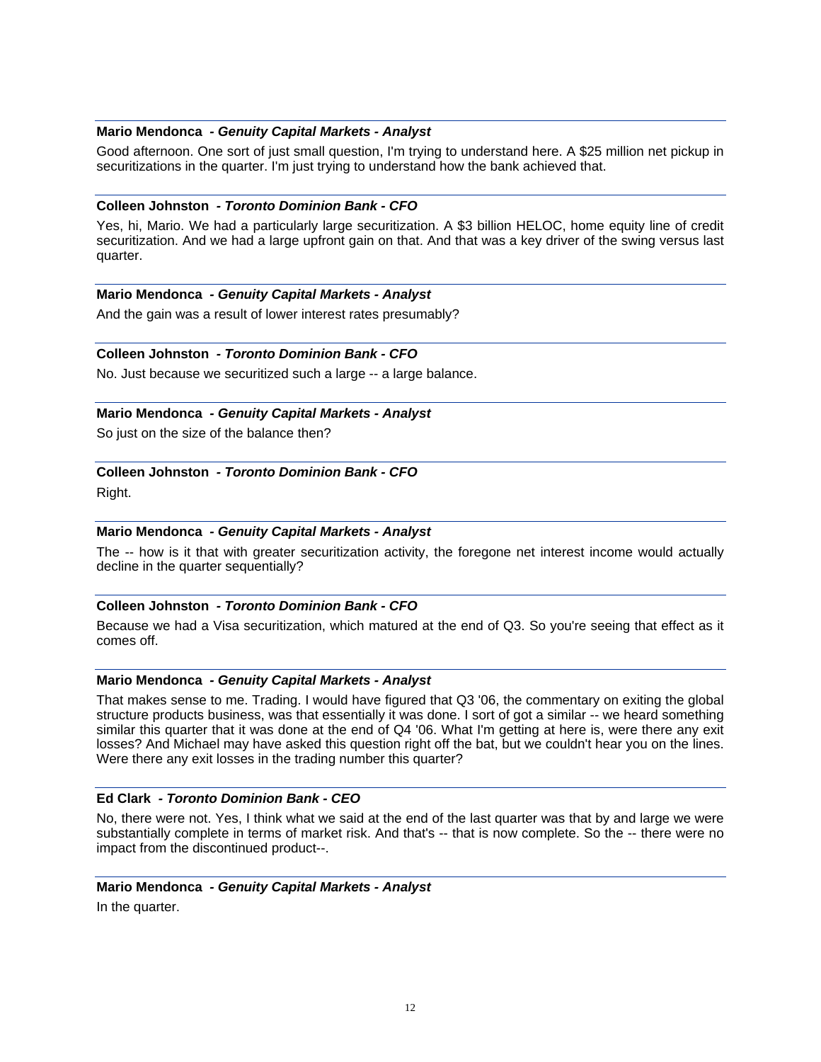**Mario Mendonca** *- Genuity Capital Markets - Analyst*

Good afternoon. One sort of just small question, I'm trying to understand here. A $25 million net pickup in securitizations in the quarter. I'm just trying to understand how the bank achieved that.

**Colleen Johnston** *- Toronto Dominion Bank - CFO*

Yes, hi, Mario. We had a particularly large securitization. A $3 billion HELOC, home equity line of credit securitization. And we had a large upfront gain on that. And that was a key driver of the swing versus last quarter.

**Mario Mendonca** *- Genuity Capital Markets - Analyst*

And the gain was a result of lower interest rates presumably?

**Colleen Johnston** *- Toronto Dominion Bank - CFO*

No. Just because we securitized such a large -- a large balance.

**Mario Mendonca** *- Genuity Capital Markets - Analyst*

So just on the size of the balance then?

**Colleen Johnston** *- Toronto Dominion Bank - CFO*

Right.

**Mario Mendonca** *- Genuity Capital Markets - Analyst*

The -- how is it that with greater securitization activity, the foregone net interest income would actually decline in the quarter sequentially?

**Colleen Johnston** *- Toronto Dominion Bank - CFO*

Because we had a Visa securitization, which matured at the end of Q3. So you're seeing that effect as it comes off.

**Mario Mendonca** *- Genuity Capital Markets - Analyst*

That makes sense to me. Trading. I would have figured that Q3 '06, the commentary on exiting the global structure products business, was that essentially it was done. I sort of got a similar -- we heard something similar this quarter that it was done at the end of Q4 '06. What I'm getting at here is, were there any exit losses? And Michael may have asked this question right off the bat, but we couldn't hear you on the lines. Were there any exit losses in the trading number this quarter?

**Ed Clark** *- Toronto Dominion Bank - CEO*

No, there were not. Yes, I think what we said at the end of the last quarter was that by and large we were substantially complete in terms of market risk. And that's -- that is now complete. So the -- there were no impact from the discontinued product--.

**Mario Mendonca** *- Genuity Capital Markets - Analyst*

In the quarter.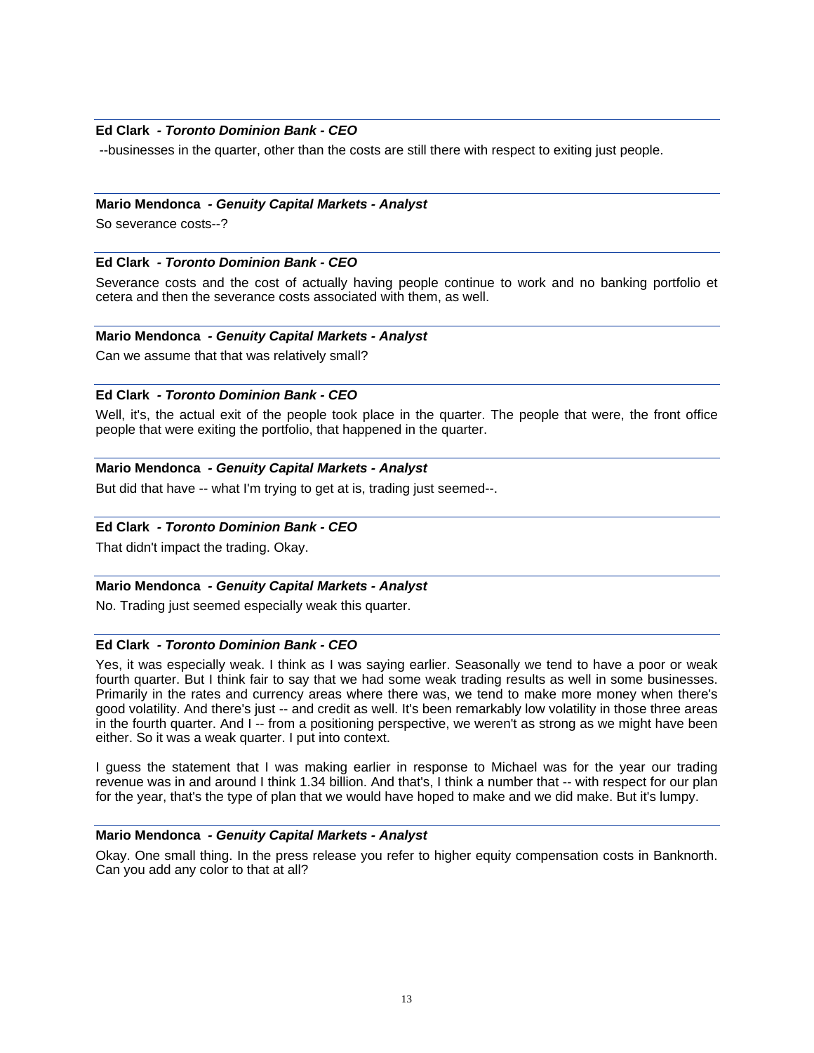**Ed Clark** - ***Toronto Dominion Bank - CEO***

--businesses in the quarter, other than the costs are still there with respect to exiting just people.

**Mario Mendonca** - ***Genuity Capital Markets - Analyst***

So severance costs--?

**Ed Clark** - ***Toronto Dominion Bank - CEO***

Severance costs and the cost of actually having people continue to work and no banking portfolio et cetera and then the severance costs associated with them, as well.

**Mario Mendonca** - ***Genuity Capital Markets - Analyst***

Can we assume that that was relatively small?

**Ed Clark** - ***Toronto Dominion Bank - CEO***

Well, it's, the actual exit of the people took place in the quarter. The people that were, the front office people that were exiting the portfolio, that happened in the quarter.

**Mario Mendonca** - ***Genuity Capital Markets - Analyst***

But did that have -- what I'm trying to get at is, trading just seemed--.

**Ed Clark** - ***Toronto Dominion Bank - CEO***

That didn't impact the trading. Okay.

**Mario Mendonca** - ***Genuity Capital Markets - Analyst***

No. Trading just seemed especially weak this quarter.

**Ed Clark** - ***Toronto Dominion Bank - CEO***

Yes, it was especially weak. I think as I was saying earlier. Seasonally we tend to have a poor or weak fourth quarter. But I think fair to say that we had some weak trading results as well in some businesses. Primarily in the rates and currency areas where there was, we tend to make more money when there's good volatility. And there's just -- and credit as well. It's been remarkably low volatility in those three areas in the fourth quarter. And I -- from a positioning perspective, we weren't as strong as we might have been either. So it was a weak quarter. I put into context.

I guess the statement that I was making earlier in response to Michael was for the year our trading revenue was in and around I think 1.34 billion. And that's, I think a number that -- with respect for our plan for the year, that's the type of plan that we would have hoped to make and we did make. But it's lumpy.

**Mario Mendonca** - ***Genuity Capital Markets - Analyst***

Okay. One small thing. In the press release you refer to higher equity compensation costs in Banknorth. Can you add any color to that at all?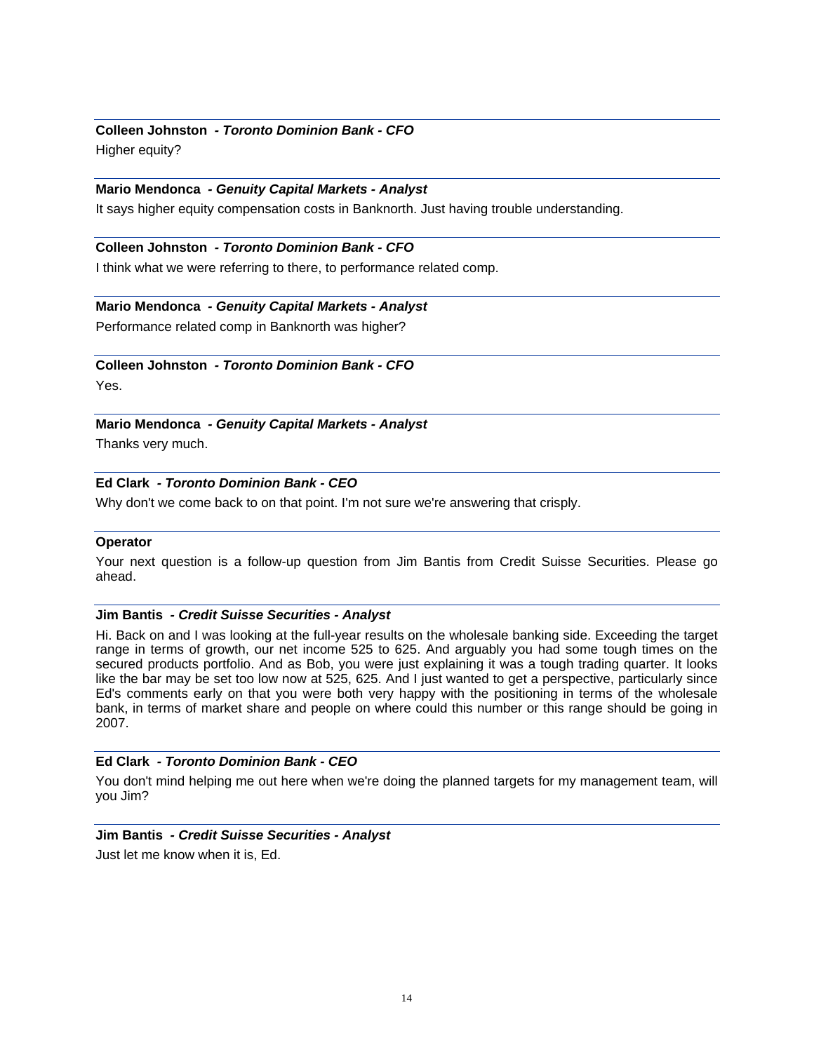**Colleen Johnston** *- Toronto Dominion Bank - CFO*

Higher equity?

---

**Mario Mendonca** *- Genuity Capital Markets - Analyst*

It says higher equity compensation costs in Banknorth. Just having trouble understanding.

---

**Colleen Johnston** *- Toronto Dominion Bank - CFO*

I think what we were referring to there, to performance related comp.

---

**Mario Mendonca** *- Genuity Capital Markets - Analyst*

Performance related comp in Banknorth was higher?

---

**Colleen Johnston** *- Toronto Dominion Bank - CFO*

Yes.

---

**Mario Mendonca** *- Genuity Capital Markets - Analyst*

Thanks very much.

---

**Ed Clark** *- Toronto Dominion Bank - CEO*

Why don't we come back to on that point. I'm not sure we're answering that crisply.

---

**Operator**

Your next question is a follow-up question from Jim Bantis from Credit Suisse Securities. Please go ahead.

---

**Jim Bantis** *- Credit Suisse Securities - Analyst*

Hi. Back on and I was looking at the full-year results on the wholesale banking side. Exceeding the target range in terms of growth, our net income 525 to 625. And arguably you had some tough times on the secured products portfolio. And as Bob, you were just explaining it was a tough trading quarter. It looks like the bar may be set too low now at 525, 625. And I just wanted to get a perspective, particularly since Ed's comments early on that you were both very happy with the positioning in terms of the wholesale bank, in terms of market share and people on where could this number or this range should be going in 2007.

---

**Ed Clark** *- Toronto Dominion Bank - CEO*

You don't mind helping me out here when we're doing the planned targets for my management team, will you Jim?

---

**Jim Bantis** *- Credit Suisse Securities - Analyst*

Just let me know when it is, Ed.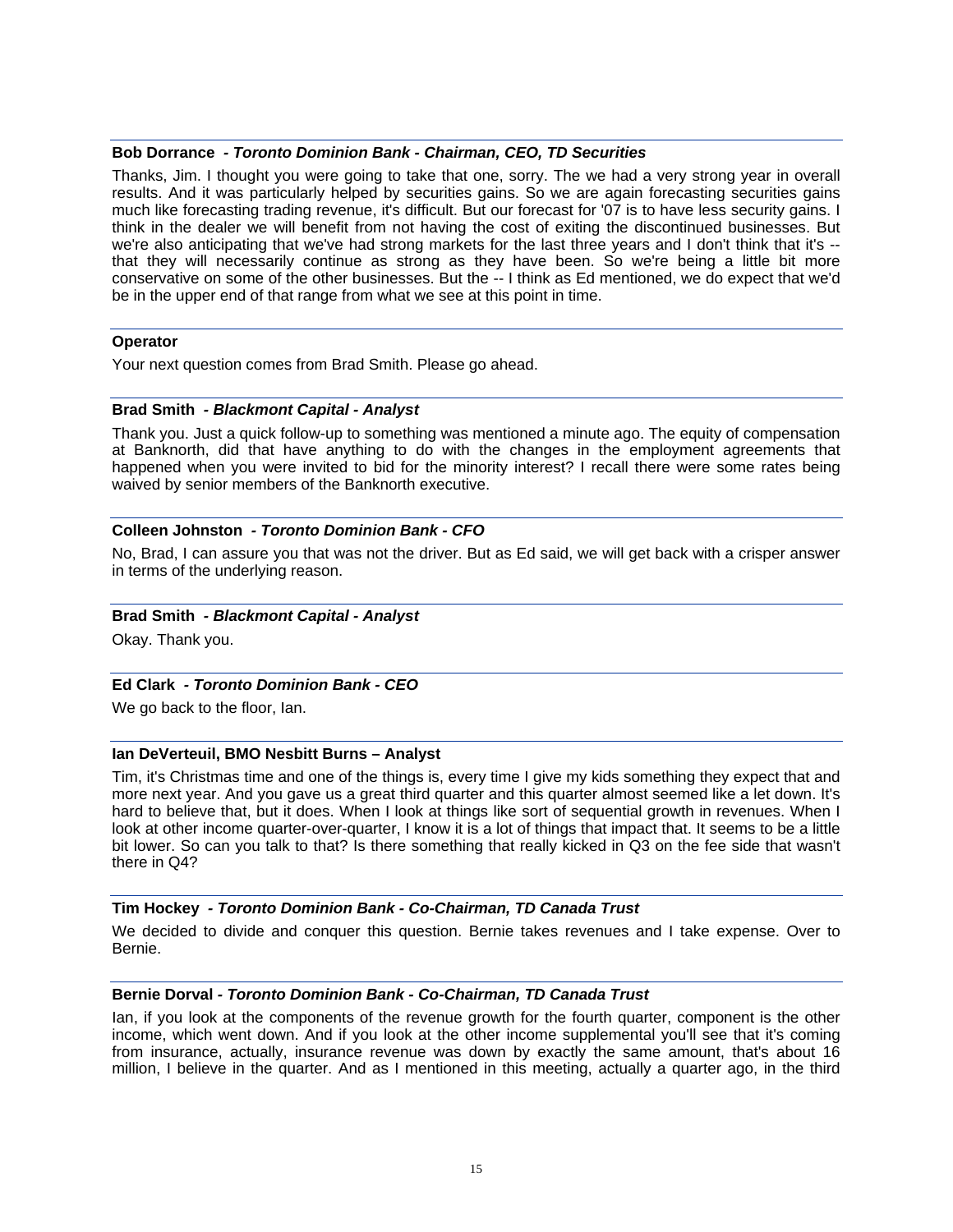**Bob Dorrance** *- Toronto Dominion Bank - Chairman, CEO, TD Securities*

Thanks, Jim. I thought you were going to take that one, sorry. The we had a very strong year in overall results. And it was particularly helped by securities gains. So we are again forecasting securities gains much like forecasting trading revenue, it's difficult. But our forecast for '07 is to have less security gains. I think in the dealer we will benefit from not having the cost of exiting the discontinued businesses. But we're also anticipating that we've had strong markets for the last three years and I don't think that it's -- that they will necessarily continue as strong as they have been. So we're being a little bit more conservative on some of the other businesses. But the -- I think as Ed mentioned, we do expect that we'd be in the upper end of that range from what we see at this point in time.

**Operator**

Your next question comes from Brad Smith. Please go ahead.

**Brad Smith** *- Blackmont Capital - Analyst*

Thank you. Just a quick follow-up to something was mentioned a minute ago. The equity of compensation at Banknorth, did that have anything to do with the changes in the employment agreements that happened when you were invited to bid for the minority interest? I recall there were some rates being waived by senior members of the Banknorth executive.

**Colleen Johnston** *- Toronto Dominion Bank - CFO*

No, Brad, I can assure you that was not the driver. But as Ed said, we will get back with a crisper answer in terms of the underlying reason.

**Brad Smith** *- Blackmont Capital - Analyst*

Okay. Thank you.

**Ed Clark** *- Toronto Dominion Bank - CEO*

We go back to the floor, Ian.

**Ian DeVerteuil, BMO Nesbitt Burns – Analyst**

Tim, it's Christmas time and one of the things is, every time I give my kids something they expect that and more next year. And you gave us a great third quarter and this quarter almost seemed like a let down. It's hard to believe that, but it does. When I look at things like sort of sequential growth in revenues. When I look at other income quarter-over-quarter, I know it is a lot of things that impact that. It seems to be a little bit lower. So can you talk to that? Is there something that really kicked in Q3 on the fee side that wasn't there in Q4?

**Tim Hockey** *- Toronto Dominion Bank - Co-Chairman, TD Canada Trust*

We decided to divide and conquer this question. Bernie takes revenues and I take expense. Over to Bernie.

**Bernie Dorval** *- Toronto Dominion Bank - Co-Chairman, TD Canada Trust*

Ian, if you look at the components of the revenue growth for the fourth quarter, component is the other income, which went down. And if you look at the other income supplemental you'll see that it's coming from insurance, actually, insurance revenue was down by exactly the same amount, that's about 16 million, I believe in the quarter. And as I mentioned in this meeting, actually a quarter ago, in the third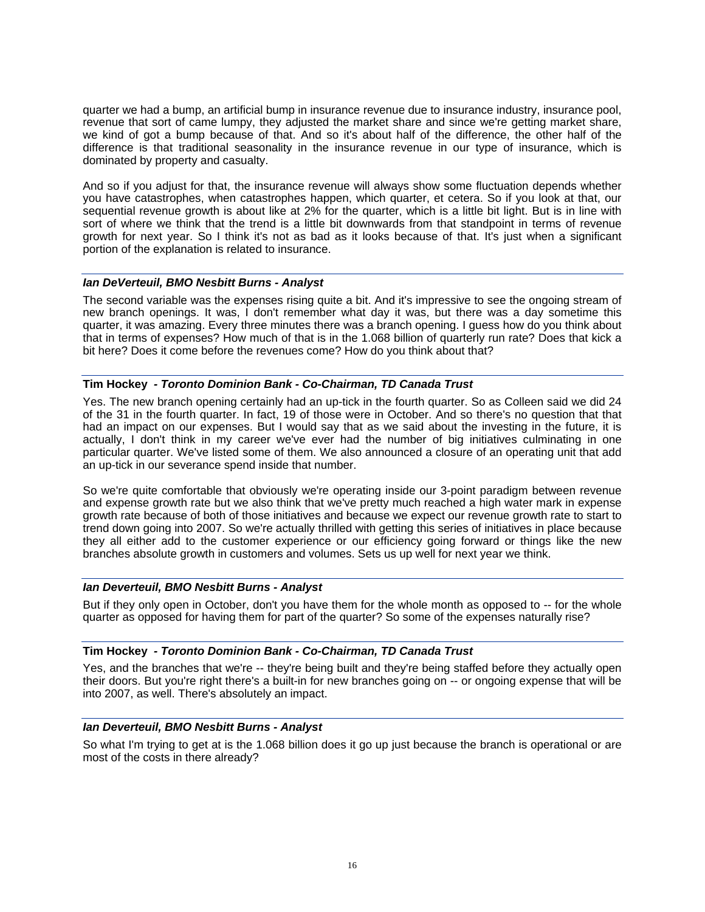quarter we had a bump, an artificial bump in insurance revenue due to insurance industry, insurance pool, revenue that sort of came lumpy, they adjusted the market share and since we're getting market share, we kind of got a bump because of that. And so it's about half of the difference, the other half of the difference is that traditional seasonality in the insurance revenue in our type of insurance, which is dominated by property and casualty.

And so if you adjust for that, the insurance revenue will always show some fluctuation depends whether you have catastrophes, when catastrophes happen, which quarter, et cetera. So if you look at that, our sequential revenue growth is about like at 2% for the quarter, which is a little bit light. But is in line with sort of where we think that the trend is a little bit downwards from that standpoint in terms of revenue growth for next year. So I think it's not as bad as it looks because of that. It's just when a significant portion of the explanation is related to insurance.

***Ian DeVerteuil, BMO Nesbitt Burns - Analyst***

The second variable was the expenses rising quite a bit. And it's impressive to see the ongoing stream of new branch openings. It was, I don't remember what day it was, but there was a day sometime this quarter, it was amazing. Every three minutes there was a branch opening. I guess how do you think about that in terms of expenses? How much of that is in the 1.068 billion of quarterly run rate? Does that kick a bit here? Does it come before the revenues come? How do you think about that?

**Tim Hockey** ***- Toronto Dominion Bank - Co-Chairman, TD Canada Trust***

Yes. The new branch opening certainly had an up-tick in the fourth quarter. So as Colleen said we did 24 of the 31 in the fourth quarter. In fact, 19 of those were in October. And so there's no question that that had an impact on our expenses. But I would say that as we said about the investing in the future, it is actually, I don't think in my career we've ever had the number of big initiatives culminating in one particular quarter. We've listed some of them. We also announced a closure of an operating unit that add an up-tick in our severance spend inside that number.

So we're quite comfortable that obviously we're operating inside our 3-point paradigm between revenue and expense growth rate but we also think that we've pretty much reached a high water mark in expense growth rate because of both of those initiatives and because we expect our revenue growth rate to start to trend down going into 2007. So we're actually thrilled with getting this series of initiatives in place because they all either add to the customer experience or our efficiency going forward or things like the new branches absolute growth in customers and volumes. Sets us up well for next year we think.

***Ian Deverteuil, BMO Nesbitt Burns - Analyst***

But if they only open in October, don't you have them for the whole month as opposed to -- for the whole quarter as opposed for having them for part of the quarter? So some of the expenses naturally rise?

**Tim Hockey** ***- Toronto Dominion Bank - Co-Chairman, TD Canada Trust***

Yes, and the branches that we're -- they're being built and they're being staffed before they actually open their doors. But you're right there's a built-in for new branches going on -- or ongoing expense that will be into 2007, as well. There's absolutely an impact.

***Ian Deverteuil, BMO Nesbitt Burns - Analyst***

So what I'm trying to get at is the 1.068 billion does it go up just because the branch is operational or are most of the costs in there already?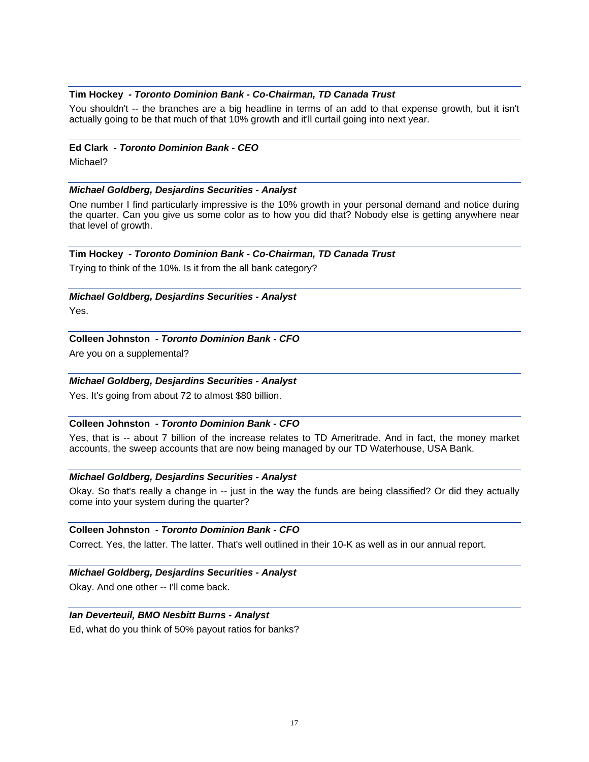**Tim Hockey - *Toronto Dominion Bank - Co-Chairman, TD Canada Trust***

You shouldn't -- the branches are a big headline in terms of an add to that expense growth, but it isn't actually going to be that much of that 10% growth and it'll curtail going into next year.

**Ed Clark - *Toronto Dominion Bank - CEO***

Michael?

***Michael Goldberg, Desjardins Securities - Analyst***

One number I find particularly impressive is the 10% growth in your personal demand and notice during the quarter. Can you give us some color as to how you did that? Nobody else is getting anywhere near that level of growth.

**Tim Hockey - *Toronto Dominion Bank - Co-Chairman, TD Canada Trust***

Trying to think of the 10%. Is it from the all bank category?

***Michael Goldberg, Desjardins Securities - Analyst***

Yes.

**Colleen Johnston - *Toronto Dominion Bank - CFO***

Are you on a supplemental?

***Michael Goldberg, Desjardins Securities - Analyst***

Yes. It's going from about 72 to almost $80 billion.

**Colleen Johnston - *Toronto Dominion Bank - CFO***

Yes, that is -- about 7 billion of the increase relates to TD Ameritrade. And in fact, the money market accounts, the sweep accounts that are now being managed by our TD Waterhouse, USA Bank.

***Michael Goldberg, Desjardins Securities - Analyst***

Okay. So that's really a change in -- just in the way the funds are being classified? Or did they actually come into your system during the quarter?

**Colleen Johnston - *Toronto Dominion Bank - CFO***

Correct. Yes, the latter. The latter. That's well outlined in their 10-K as well as in our annual report.

***Michael Goldberg, Desjardins Securities - Analyst***

Okay. And one other -- I'll come back.

***Ian Deverteuil, BMO Nesbitt Burns - Analyst***

Ed, what do you think of 50% payout ratios for banks?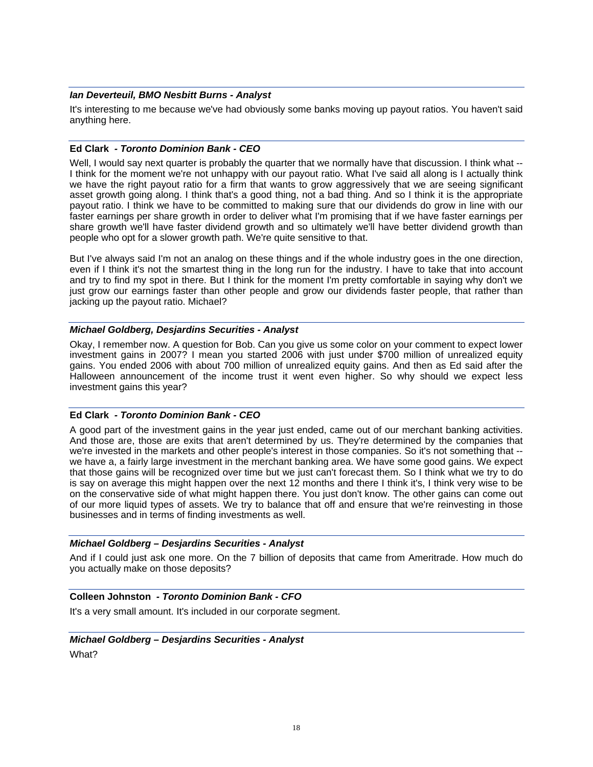***Ian Deverteuil, BMO Nesbitt Burns - Analyst***

It's interesting to me because we've had obviously some banks moving up payout ratios. You haven't said anything here.

**Ed Clark** ***- Toronto Dominion Bank - CEO***

Well, I would say next quarter is probably the quarter that we normally have that discussion. I think what -- I think for the moment we're not unhappy with our payout ratio. What I've said all along is I actually think we have the right payout ratio for a firm that wants to grow aggressively that we are seeing significant asset growth going along. I think that's a good thing, not a bad thing. And so I think it is the appropriate payout ratio. I think we have to be committed to making sure that our dividends do grow in line with our faster earnings per share growth in order to deliver what I'm promising that if we have faster earnings per share growth we'll have faster dividend growth and so ultimately we'll have better dividend growth than people who opt for a slower growth path. We're quite sensitive to that.

But I've always said I'm not an analog on these things and if the whole industry goes in the one direction, even if I think it's not the smartest thing in the long run for the industry. I have to take that into account and try to find my spot in there. But I think for the moment I'm pretty comfortable in saying why don't we just grow our earnings faster than other people and grow our dividends faster people, that rather than jacking up the payout ratio. Michael?

***Michael Goldberg, Desjardins Securities - Analyst***

Okay, I remember now. A question for Bob. Can you give us some color on your comment to expect lower investment gains in 2007? I mean you started 2006 with just under $700 million of unrealized equity gains. You ended 2006 with about 700 million of unrealized equity gains. And then as Ed said after the Halloween announcement of the income trust it went even higher. So why should we expect less investment gains this year?

**Ed Clark** ***- Toronto Dominion Bank - CEO***

A good part of the investment gains in the year just ended, came out of our merchant banking activities. And those are, those are exits that aren't determined by us. They're determined by the companies that we're invested in the markets and other people's interest in those companies. So it's not something that -- we have a, a fairly large investment in the merchant banking area. We have some good gains. We expect that those gains will be recognized over time but we just can't forecast them. So I think what we try to do is say on average this might happen over the next 12 months and there I think it's, I think very wise to be on the conservative side of what might happen there. You just don't know. The other gains can come out of our more liquid types of assets. We try to balance that off and ensure that we're reinvesting in those businesses and in terms of finding investments as well.

***Michael Goldberg – Desjardins Securities - Analyst***

And if I could just ask one more. On the 7 billion of deposits that came from Ameritrade. How much do you actually make on those deposits?

**Colleen Johnston** ***- Toronto Dominion Bank - CFO***

It's a very small amount. It's included in our corporate segment.

***Michael Goldberg – Desjardins Securities - Analyst***

What?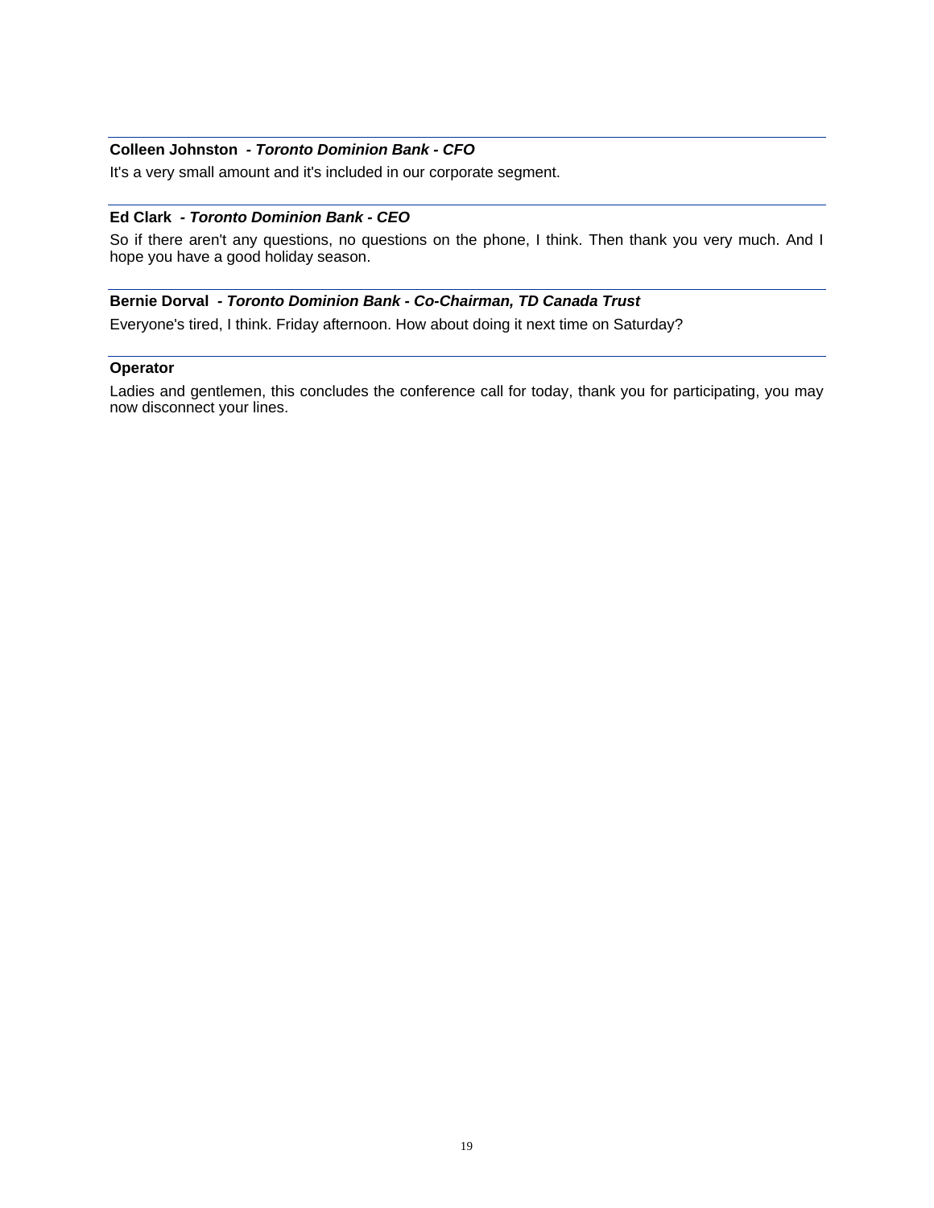**Colleen Johnston** *- Toronto Dominion Bank - CFO*

It's a very small amount and it's included in our corporate segment.

**Ed Clark** *- Toronto Dominion Bank - CEO*

So if there aren't any questions, no questions on the phone, I think. Then thank you very much. And I hope you have a good holiday season.

**Bernie Dorval** *- Toronto Dominion Bank - Co-Chairman, TD Canada Trust*

Everyone's tired, I think. Friday afternoon. How about doing it next time on Saturday?

**Operator**

Ladies and gentlemen, this concludes the conference call for today, thank you for participating, you may now disconnect your lines.